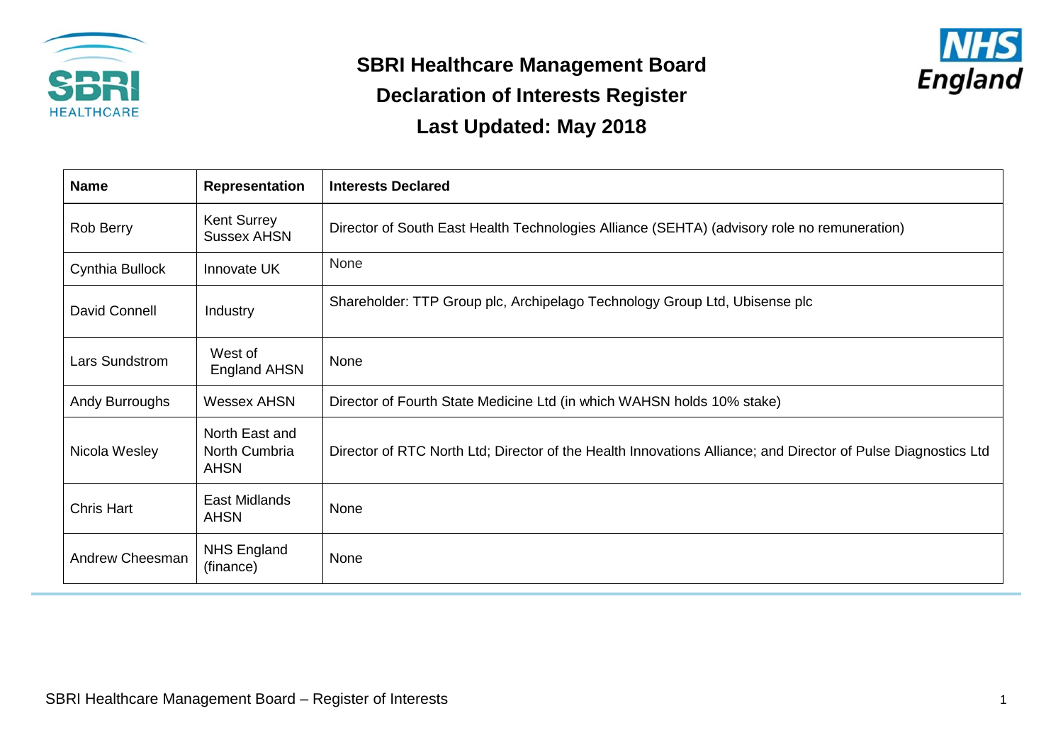# SBRI Healthcare Management Board

## Declaration of Interests Register

## Last Updated: May 2018

| Name | Representation | Interests Declared |
|---|---|---|
| Rob Berry | Kent Surrey Sussex AHSN | Director of South East Health Technologies Alliance (SEHTA) (advisory role no remuneration) |
| Cynthia Bullock | Innovate UK | None |
| David Connell | Industry | Shareholder: TTP Group plc, Archipelago Technology Group Ltd, Ubisense plc |
| Lars Sundstrom | West of England AHSN | None |
| Andy Burroughs | Wessex AHSN | Director of Fourth State Medicine Ltd (in which WAHSN holds 10% stake) |
| Nicola Wesley | North East and North Cumbria AHSN | Director of RTC North Ltd; Director of the Health Innovations Alliance; and Director of Pulse Diagnostics Ltd |
| Chris Hart | East Midlands AHSN | None |
| Andrew Cheesman | NHS England (finance) | None |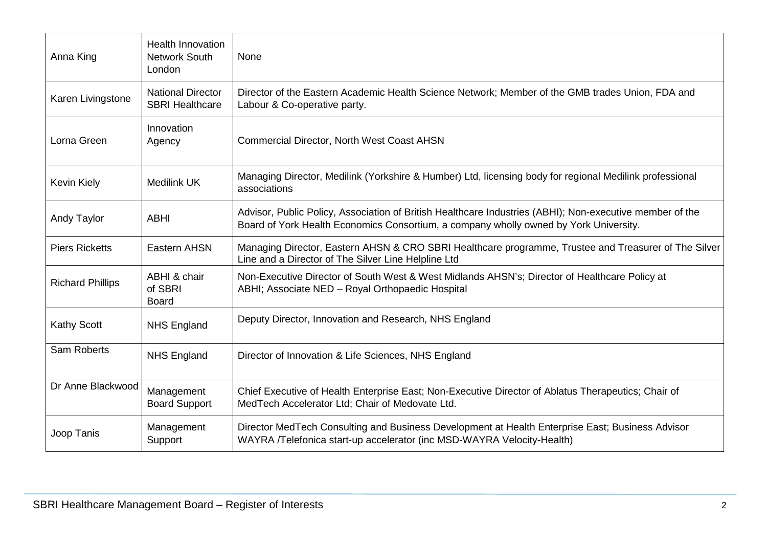| | | |
|---|---|---|
| Anna King | Health Innovation Network South London | None |
| Karen Livingstone | National Director SBRI Healthcare | Director of the Eastern Academic Health Science Network; Member of the GMB trades Union, FDA and Labour & Co-operative party. |
| Lorna Green | Innovation Agency | Commercial Director, North West Coast AHSN |
| Kevin Kiely | Medilink UK | Managing Director, Medilink (Yorkshire & Humber) Ltd, licensing body for regional Medilink professional associations |
| Andy Taylor | ABHI | Advisor, Public Policy, Association of British Healthcare Industries (ABHI); Non-executive member of the Board of York Health Economics Consortium, a company wholly owned by York University. |
| Piers Ricketts | Eastern AHSN | Managing Director, Eastern AHSN & CRO SBRI Healthcare programme, Trustee and Treasurer of The Silver Line and a Director of The Silver Line Helpline Ltd |
| Richard Phillips | ABHI & chair of SBRI Board | Non-Executive Director of South West & West Midlands AHSN's; Director of Healthcare Policy at ABHI; Associate NED – Royal Orthopaedic Hospital |
| Kathy Scott | NHS England | Deputy Director, Innovation and Research, NHS England |
| Sam Roberts | NHS England | Director of Innovation & Life Sciences, NHS England |
| Dr Anne Blackwood | Management Board Support | Chief Executive of Health Enterprise East; Non-Executive Director of Ablatus Therapeutics; Chair of MedTech Accelerator Ltd; Chair of Medovate Ltd. |
| Joop Tanis | Management Support | Director MedTech Consulting and Business Development at Health Enterprise East; Business Advisor WAYRA /Telefonica start-up accelerator (inc MSD-WAYRA Velocity-Health) |